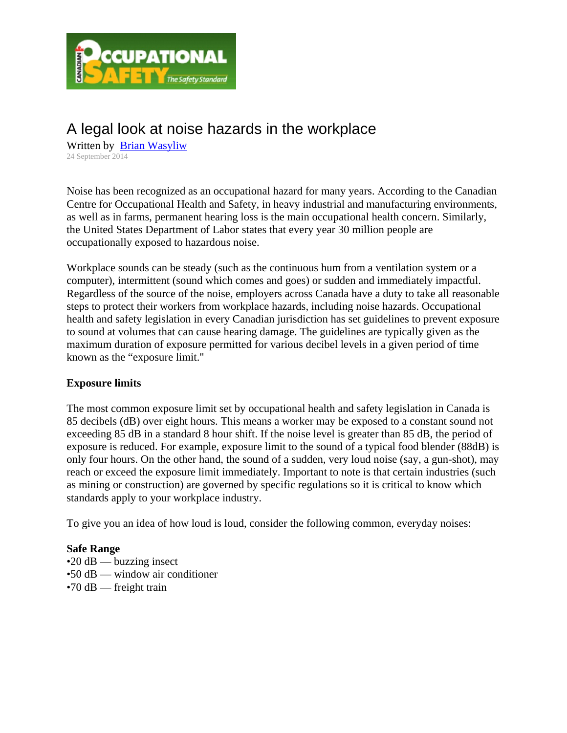# A legal look at noise hazards in the workplace

Written by Brian Wasyliw

24 September 2014

Noise has been recognized as an occupational hazard for many years. According to the Canadian Centre for Occupational Health and Safety, in heavy industrial and manufacturing environments, as well as in farms, permanent hearing loss is the main occupational health concern. Similarly, the United States Department of Labor states that every year 30 million people are occupationally exposed to hazardous noise.

Workplace sounds can be steady (such as the continuous hum from a ventilation system or a computer), intermittent (sound which comes and goes) or sudden and immediately impactful. Regardless of the source of the noise, employers across Canada have a duty to take all reasonable steps to protect their workers from workplace hazards, including noise hazards. Occupational health and safety legislation in every Canadian jurisdiction has set guidelines to prevent exposure to sound at volumes that can cause hearing damage. The guidelines are typically given as the maximum duration of exposure permitted for various decibel levels in a given period of time known as the "exposure limit."

**Exposure limits**

The most common exposure limit set by occupational health and safety legislation in Canada is 85 decibels (dB) over eight hours. This means a worker may be exposed to a constant sound not exceeding 85 dB in a standard 8 hour shift. If the noise level is greater than 85 dB, the period of exposure is reduced. For example, exposure limit to the sound of a typical food blender (88dB) is only four hours. On the other hand, the sound of a sudden, very loud noise (say, a gun-shot), may reach or exceed the exposure limit immediately. Important to note is that certain industries (such as mining or construction) are governed by specific regulations so it is critical to know which standards apply to your workplace industry.

To give you an idea of how loud is loud, consider the following common, everyday noises:

**Safe Range**

- 20 dB — buzzing insect
- 50 dB — window air conditioner
- 70 dB — freight train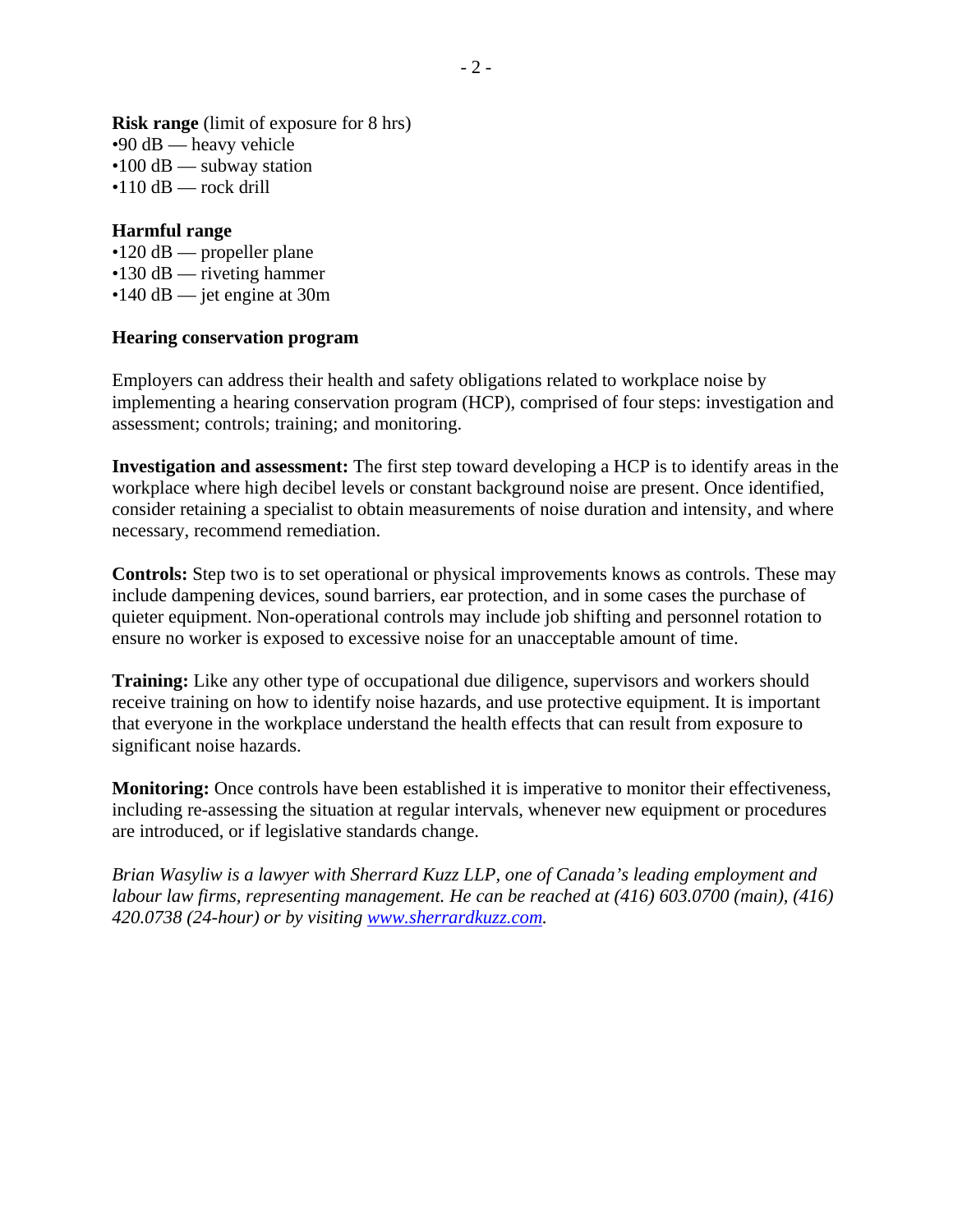**Risk range** (limit of exposure for 8 hrs)
•90 dB — heavy vehicle
•100 dB — subway station
•110 dB — rock drill

**Harmful range**
•120 dB — propeller plane
•130 dB — riveting hammer
•140 dB — jet engine at 30m

**Hearing conservation program**

Employers can address their health and safety obligations related to workplace noise by implementing a hearing conservation program (HCP), comprised of four steps: investigation and assessment; controls; training; and monitoring.

**Investigation and assessment:** The first step toward developing a HCP is to identify areas in the workplace where high decibel levels or constant background noise are present. Once identified, consider retaining a specialist to obtain measurements of noise duration and intensity, and where necessary, recommend remediation.

**Controls:** Step two is to set operational or physical improvements knows as controls. These may include dampening devices, sound barriers, ear protection, and in some cases the purchase of quieter equipment. Non-operational controls may include job shifting and personnel rotation to ensure no worker is exposed to excessive noise for an unacceptable amount of time.

**Training:** Like any other type of occupational due diligence, supervisors and workers should receive training on how to identify noise hazards, and use protective equipment. It is important that everyone in the workplace understand the health effects that can result from exposure to significant noise hazards.

**Monitoring:** Once controls have been established it is imperative to monitor their effectiveness, including re-assessing the situation at regular intervals, whenever new equipment or procedures are introduced, or if legislative standards change.

*Brian Wasyliw is a lawyer with Sherrard Kuzz LLP, one of Canada's leading employment and labour law firms, representing management. He can be reached at (416) 603.0700 (main), (416) 420.0738 (24-hour) or by visiting [www.sherrardkuzz.com](http://www.sherrardkuzz.com).*